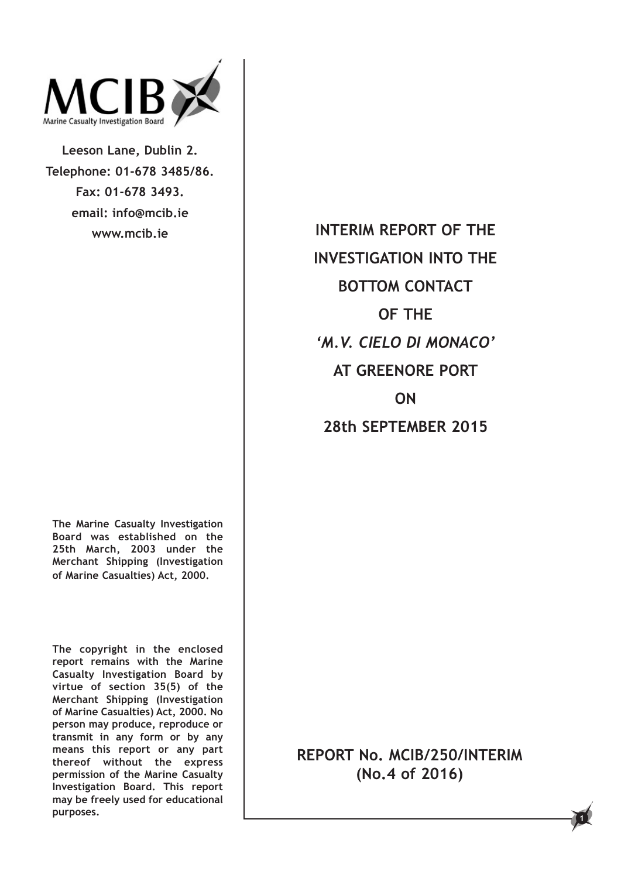**MCIB**

Marine Casualty Investigation Board

**Leeson Lane, Dublin 2.**
**Telephone: 01-678 3485/86.**
**Fax: 01-678 3493.**
**email: info@mcib.ie**
**www.mcib.ie**

# INTERIM REPORT OF THE INVESTIGATION INTO THE BOTTOM CONTACT OF THE *'M.V. CIELO DI MONACO'* AT GREENORE PORT ON 28th SEPTEMBER 2015

**The Marine Casualty Investigation Board was established on the 25th March, 2003 under the Merchant Shipping (Investigation of Marine Casualties) Act, 2000.**

**The copyright in the enclosed report remains with the Marine Casualty Investigation Board by virtue of section 35(5) of the Merchant Shipping (Investigation of Marine Casualties) Act, 2000. No person may produce, reproduce or transmit in any form or by any means this report or any part thereof without the express permission of the Marine Casualty Investigation Board. This report may be freely used for educational purposes.**

**REPORT No. MCIB/250/INTERIM**
**(No.4 of 2016)**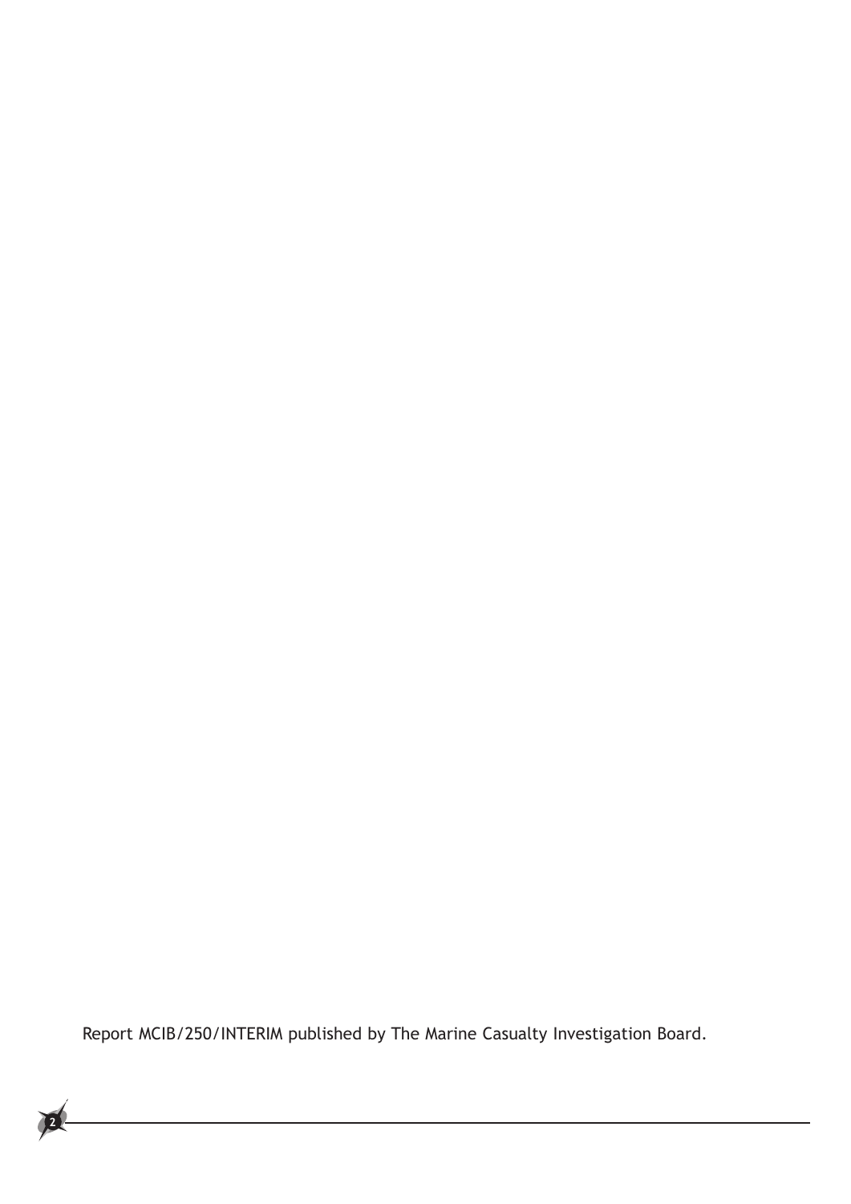Report MCIB/250/INTERIM published by The Marine Casualty Investigation Board.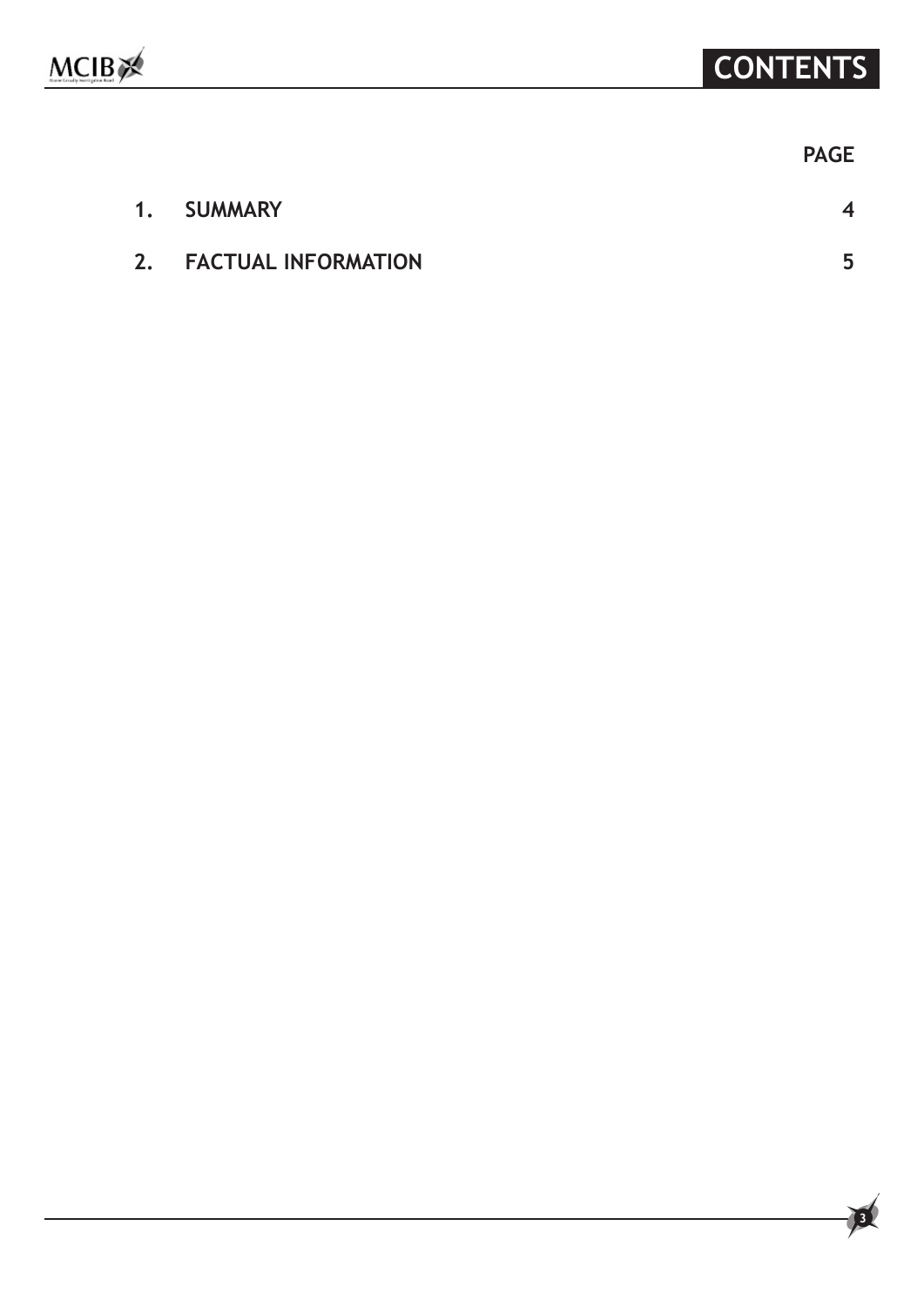# CONTENTS

| | | PAGE |
|---|---|---|
| 1. | SUMMARY | 4 |
| 2. | FACTUAL INFORMATION | 5 |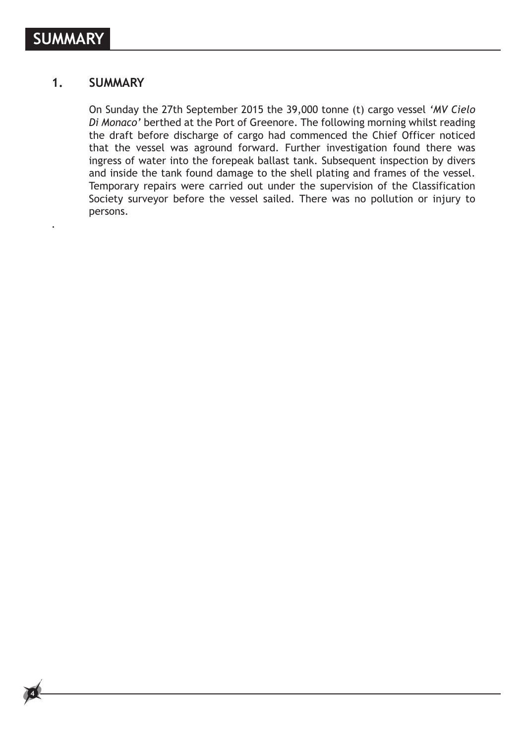# SUMMARY

## 1. SUMMARY

On Sunday the 27th September 2015 the 39,000 tonne (t) cargo vessel *'MV Cielo Di Monaco'* berthed at the Port of Greenore. The following morning whilst reading the draft before discharge of cargo had commenced the Chief Officer noticed that the vessel was aground forward. Further investigation found there was ingress of water into the forepeak ballast tank. Subsequent inspection by divers and inside the tank found damage to the shell plating and frames of the vessel. Temporary repairs were carried out under the supervision of the Classification Society surveyor before the vessel sailed. There was no pollution or injury to persons.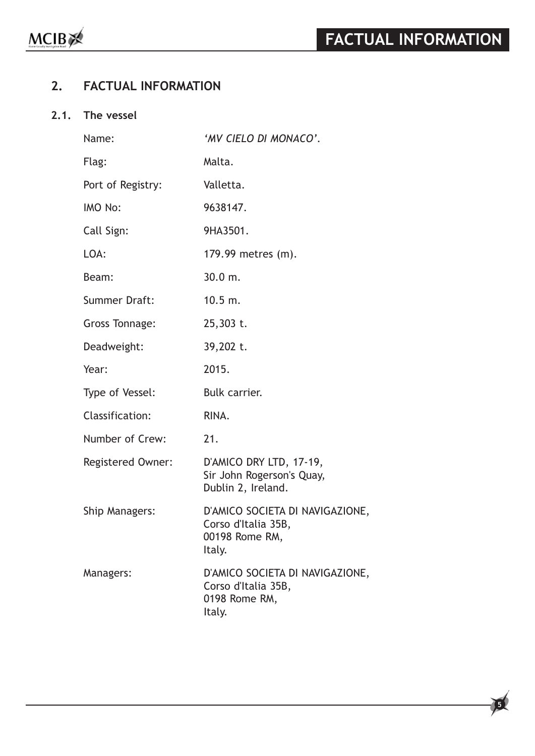## 2. FACTUAL INFORMATION

### 2.1. The vessel

| | |
|---|---|
| Name: | *'MV CIELO DI MONACO'*. |
| Flag: | Malta. |
| Port of Registry: | Valletta. |
| IMO No: | 9638147. |
| Call Sign: | 9HA3501. |
| LOA: | 179.99 metres (m). |
| Beam: | 30.0 m. |
| Summer Draft: | 10.5 m. |
| Gross Tonnage: | 25,303 t. |
| Deadweight: | 39,202 t. |
| Year: | 2015. |
| Type of Vessel: | Bulk carrier. |
| Classification: | RINA. |
| Number of Crew: | 21. |
| Registered Owner: | D'AMICO DRY LTD, 17-19, Sir John Rogerson's Quay, Dublin 2, Ireland. |
| Ship Managers: | D'AMICO SOCIETA DI NAVIGAZIONE, Corso d'Italia 35B, 00198 Rome RM, Italy. |
| Managers: | D'AMICO SOCIETA DI NAVIGAZIONE, Corso d'Italia 35B, 0198 Rome RM, Italy. |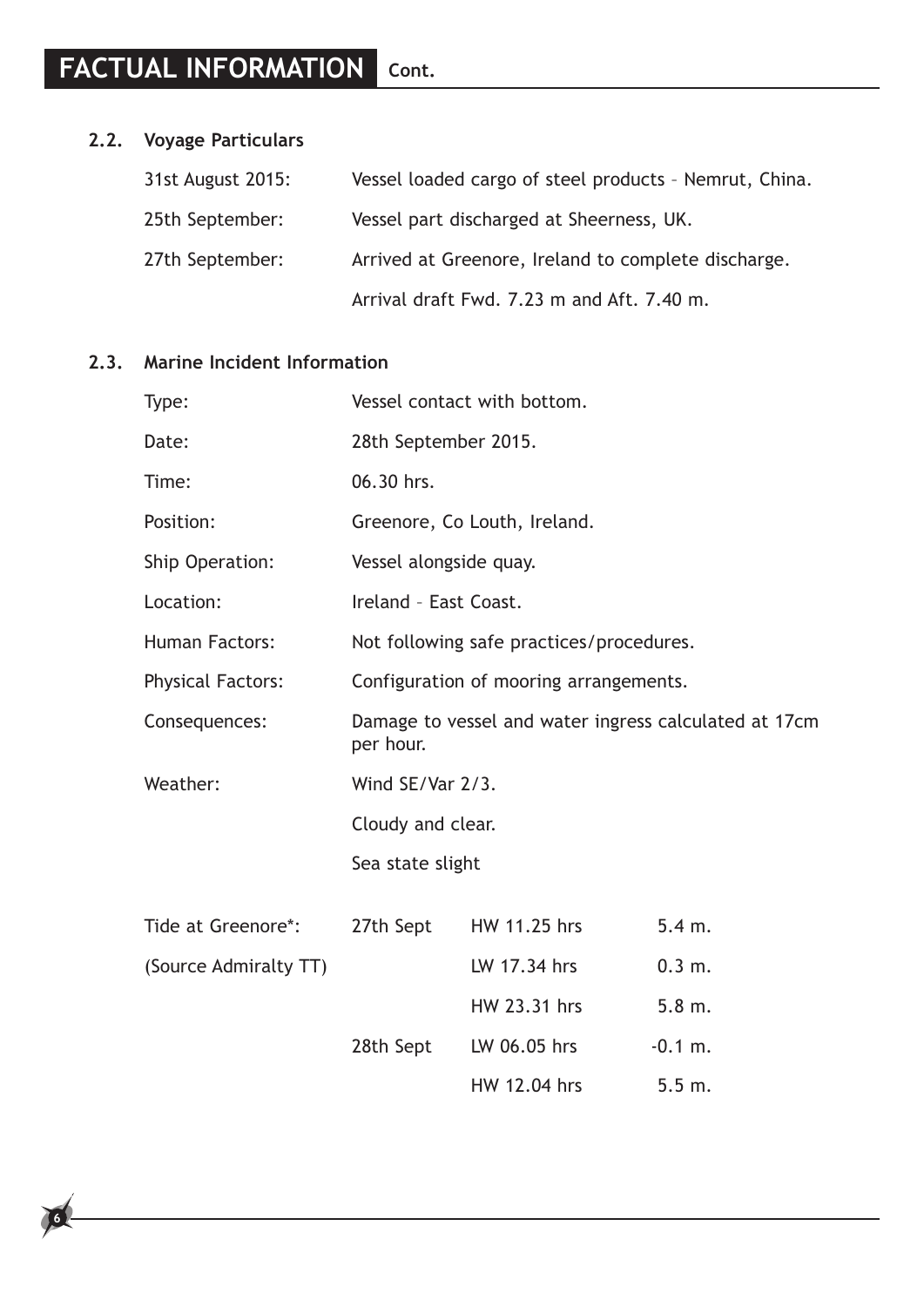## 2.2. Voyage Particulars

| | |
|---|---|
| 31st August 2015: | Vessel loaded cargo of steel products – Nemrut, China. |
| 25th September: | Vessel part discharged at Sheerness, UK. |
| 27th September: | Arrived at Greenore, Ireland to complete discharge. |
| | Arrival draft Fwd. 7.23 m and Aft. 7.40 m. |

## 2.3. Marine Incident Information

| | |
|---|---|
| Type: | Vessel contact with bottom. |
| Date: | 28th September 2015. |
| Time: | 06.30 hrs. |
| Position: | Greenore, Co Louth, Ireland. |
| Ship Operation: | Vessel alongside quay. |
| Location: | Ireland – East Coast. |
| Human Factors: | Not following safe practices/procedures. |
| Physical Factors: | Configuration of mooring arrangements. |
| Consequences: | Damage to vessel and water ingress calculated at 17cm per hour. |
| Weather: | Wind SE/Var 2/3. |
| | Cloudy and clear. |
| | Sea state slight |

| | | | |
|---|---|---|---|
| Tide at Greenore*: | 27th Sept | HW 11.25 hrs | 5.4 m. |
| (Source Admiralty TT) | | LW 17.34 hrs | 0.3 m. |
| | | HW 23.31 hrs | 5.8 m. |
| | 28th Sept | LW 06.05 hrs | -0.1 m. |
| | | HW 12.04 hrs | 5.5 m. |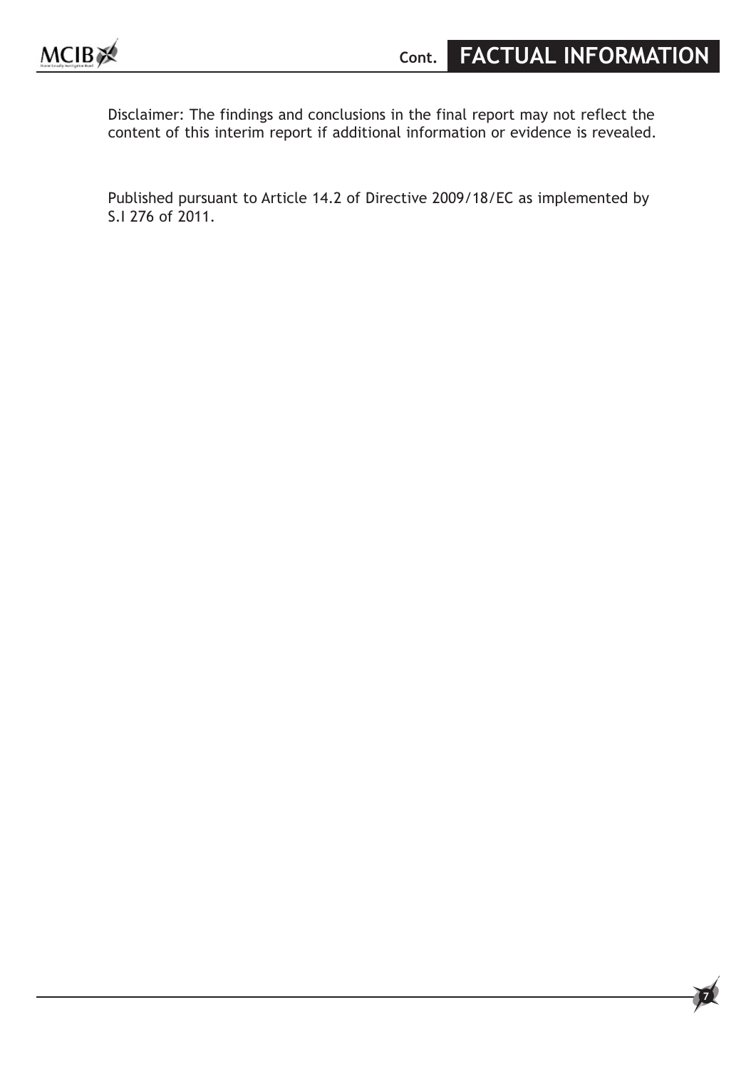Disclaimer: The findings and conclusions in the final report may not reflect the content of this interim report if additional information or evidence is revealed.

Published pursuant to Article 14.2 of Directive 2009/18/EC as implemented by S.I 276 of 2011.